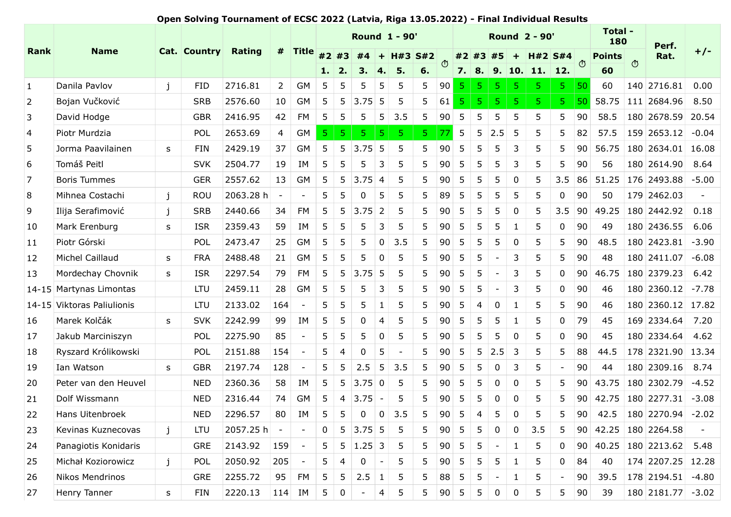**Open Solving Tournament of ECSC 2022 (Latvia, Riga 13.05.2022) - Final Individual Results**

| Rank | Name | Cat. | Country | Rating | # | Title | Round 1 - 90' | | | | | | | Round 2 - 90' | | | | | | | Total - 180 | | Perf. Rat. | +/- |
|---|---|---|---|---|---|---|---|---|---|---|---|---|---|---|---|---|---|---|---|---|---|---|---|---|
| | | | | | | | #2 | #3 | #4 | + | H#3 | S#2 | ⏱ | #2 | #3 | #5 | + | H#2 | S#4 | ⏱ | Points | ⏱ | | |
| | | | | | | | 1. | 2. | 3. | 4. | 5. | 6. | | 7. | 8. | 9. | 10. | 11. | 12. | | 60 | | | |
| 1 | Danila Pavlov | j | FID | 2716.81 | 2 | GM | 5 | 5 | 5 | 5 | 5 | 5 | 90 | 5 | 5 | 5 | 5 | 5 | 5 | 50 | 60 | 140 | 2716.81 | 0.00 |
| 2 | Bojan Vučković | | SRB | 2576.60 | 10 | GM | 5 | 5 | 3.75 | 5 | 5 | 5 | 61 | 5 | 5 | 5 | 5 | 5 | 5 | 50 | 58.75 | 111 | 2684.96 | 8.50 |
| 3 | David Hodge | | GBR | 2416.95 | 42 | FM | 5 | 5 | 5 | 5 | 3.5 | 5 | 90 | 5 | 5 | 5 | 5 | 5 | 5 | 90 | 58.5 | 180 | 2678.59 | 20.54 |
| 4 | Piotr Murdzia | | POL | 2653.69 | 4 | GM | 5 | 5 | 5 | 5 | 5 | 5 | 77 | 5 | 5 | 2.5 | 5 | 5 | 5 | 82 | 57.5 | 159 | 2653.12 | -0.04 |
| 5 | Jorma Paavilainen | s | FIN | 2429.19 | 37 | GM | 5 | 5 | 3.75 | 5 | 5 | 5 | 90 | 5 | 5 | 5 | 3 | 5 | 5 | 90 | 56.75 | 180 | 2634.01 | 16.08 |
| 6 | Tomáš Peitl | | SVK | 2504.77 | 19 | IM | 5 | 5 | 5 | 3 | 5 | 5 | 90 | 5 | 5 | 5 | 3 | 5 | 5 | 90 | 56 | 180 | 2614.90 | 8.64 |
| 7 | Boris Tummes | | GER | 2557.62 | 13 | GM | 5 | 5 | 3.75 | 4 | 5 | 5 | 90 | 5 | 5 | 5 | 0 | 5 | 3.5 | 86 | 51.25 | 176 | 2493.88 | -5.00 |
| 8 | Mihnea Costachi | j | ROU | 2063.28 h | - | - | 5 | 5 | 0 | 5 | 5 | 5 | 89 | 5 | 5 | 5 | 5 | 5 | 0 | 90 | 50 | 179 | 2462.03 | - |
| 9 | Ilija Serafimović | j | SRB | 2440.66 | 34 | FM | 5 | 5 | 3.75 | 2 | 5 | 5 | 90 | 5 | 5 | 5 | 0 | 5 | 3.5 | 90 | 49.25 | 180 | 2442.92 | 0.18 |
| 10 | Mark Erenburg | s | ISR | 2359.43 | 59 | IM | 5 | 5 | 5 | 3 | 5 | 5 | 90 | 5 | 5 | 5 | 1 | 5 | 0 | 90 | 49 | 180 | 2436.55 | 6.06 |
| 11 | Piotr Górski | | POL | 2473.47 | 25 | GM | 5 | 5 | 5 | 0 | 3.5 | 5 | 90 | 5 | 5 | 5 | 0 | 5 | 5 | 90 | 48.5 | 180 | 2423.81 | -3.90 |
| 12 | Michel Caillaud | s | FRA | 2488.48 | 21 | GM | 5 | 5 | 5 | 0 | 5 | 5 | 90 | 5 | 5 | - | 3 | 5 | 5 | 90 | 48 | 180 | 2411.07 | -6.08 |
| 13 | Mordechay Chovnik | s | ISR | 2297.54 | 79 | FM | 5 | 5 | 3.75 | 5 | 5 | 5 | 90 | 5 | 5 | - | 3 | 5 | 0 | 90 | 46.75 | 180 | 2379.23 | 6.42 |
| 14-15 | Martynas Limontas | | LTU | 2459.11 | 28 | GM | 5 | 5 | 5 | 3 | 5 | 5 | 90 | 5 | 5 | - | 3 | 5 | 0 | 90 | 46 | 180 | 2360.12 | -7.78 |
| 14-15 | Viktoras Paliulionis | | LTU | 2133.02 | 164 | - | 5 | 5 | 5 | 1 | 5 | 5 | 90 | 5 | 4 | 0 | 1 | 5 | 5 | 90 | 46 | 180 | 2360.12 | 17.82 |
| 16 | Marek Kolčák | s | SVK | 2242.99 | 99 | IM | 5 | 5 | 0 | 4 | 5 | 5 | 90 | 5 | 5 | 5 | 1 | 5 | 0 | 79 | 45 | 169 | 2334.64 | 7.20 |
| 17 | Jakub Marciniszyn | | POL | 2275.90 | 85 | - | 5 | 5 | 5 | 0 | 5 | 5 | 90 | 5 | 5 | 5 | 0 | 5 | 0 | 90 | 45 | 180 | 2334.64 | 4.62 |
| 18 | Ryszard Królikowski | | POL | 2151.88 | 154 | - | 5 | 4 | 0 | 5 | - | 5 | 90 | 5 | 5 | 2.5 | 3 | 5 | 5 | 88 | 44.5 | 178 | 2321.90 | 13.34 |
| 19 | Ian Watson | s | GBR | 2197.74 | 128 | - | 5 | 5 | 2.5 | 5 | 3.5 | 5 | 90 | 5 | 5 | 0 | 3 | 5 | - | 90 | 44 | 180 | 2309.16 | 8.74 |
| 20 | Peter van den Heuvel | | NED | 2360.36 | 58 | IM | 5 | 5 | 3.75 | 0 | 5 | 5 | 90 | 5 | 5 | 0 | 0 | 5 | 5 | 90 | 43.75 | 180 | 2302.79 | -4.52 |
| 21 | Dolf Wissmann | | NED | 2316.44 | 74 | GM | 5 | 4 | 3.75 | - | 5 | 5 | 90 | 5 | 5 | 0 | 0 | 5 | 5 | 90 | 42.75 | 180 | 2277.31 | -3.08 |
| 22 | Hans Uitenbroek | | NED | 2296.57 | 80 | IM | 5 | 5 | 0 | 0 | 3.5 | 5 | 90 | 5 | 4 | 5 | 0 | 5 | 5 | 90 | 42.5 | 180 | 2270.94 | -2.02 |
| 23 | Kevinas Kuznecovas | j | LTU | 2057.25 h | - | - | 0 | 5 | 3.75 | 5 | 5 | 5 | 90 | 5 | 5 | 0 | 0 | 3.5 | 5 | 90 | 42.25 | 180 | 2264.58 | - |
| 24 | Panagiotis Konidaris | | GRE | 2143.92 | 159 | - | 5 | 5 | 1.25 | 3 | 5 | 5 | 90 | 5 | 5 | - | 1 | 5 | 0 | 90 | 40.25 | 180 | 2213.62 | 5.48 |
| 25 | Michał Koziorowicz | j | POL | 2050.92 | 205 | - | 5 | 4 | 0 | - | 5 | 5 | 90 | 5 | 5 | 5 | 1 | 5 | 0 | 84 | 40 | 174 | 2207.25 | 12.28 |
| 26 | Nikos Mendrinos | | GRE | 2255.72 | 95 | FM | 5 | 5 | 2.5 | 1 | 5 | 5 | 88 | 5 | 5 | - | 1 | 5 | - | 90 | 39.5 | 178 | 2194.51 | -4.80 |
| 27 | Henry Tanner | s | FIN | 2220.13 | 114 | IM | 5 | 0 | - | 4 | 5 | 5 | 90 | 5 | 5 | 0 | 0 | 5 | 5 | 90 | 39 | 180 | 2181.77 | -3.02 |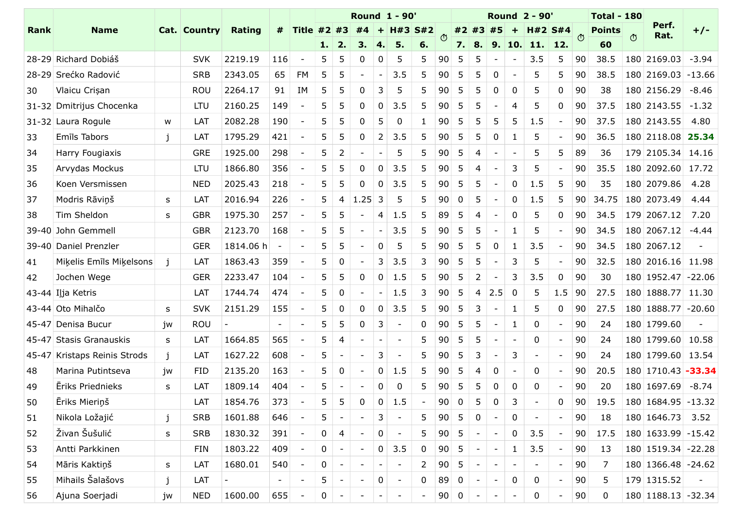| Rank | Name | Cat. | Country | Rating | # | Title | Round 1 - 90' | | | | | | | Round 2 - 90' | | | | | | | Total - 180 | | Perf. Rat. | +/- |
|---|---|---|---|---|---|---|---|---|---|---|---|---|---|---|---|---|---|---|---|---|---|---|---|---|
| | | | | | | | #2 | #3 | #4 | + | H#3 | S#2 | ⏱ | #2 | #3 | #5 | + | H#2 | S#4 | ⏱ | Points | ⏱ | | |
| | | | | | | | 1. | 2. | 3. | 4. | 5. | 6. | | 7. | 8. | 9. | 10. | 11. | 12. | | 60 | | | |
| 28-29 | Richard Dobiáš | | SVK | 2219.19 | 116 | - | 5 | 5 | 0 | 0 | 5 | 5 | 90 | 5 | 5 | - | - | 3.5 | 5 | 90 | 38.5 | 180 | 2169.03 | -3.94 |
| 28-29 | Srećko Radović | | SRB | 2343.05 | 65 | FM | 5 | 5 | - | - | 3.5 | 5 | 90 | 5 | 5 | 0 | - | 5 | 5 | 90 | 38.5 | 180 | 2169.03 | -13.66 |
| 30 | Vlaicu Crişan | | ROU | 2264.17 | 91 | IM | 5 | 5 | 0 | 3 | 5 | 5 | 90 | 5 | 5 | 0 | 0 | 5 | 0 | 90 | 38 | 180 | 2156.29 | -8.46 |
| 31-32 | Dmitrijus Chocenka | | LTU | 2160.25 | 149 | - | 5 | 5 | 0 | 0 | 3.5 | 5 | 90 | 5 | 5 | - | 4 | 5 | 0 | 90 | 37.5 | 180 | 2143.55 | -1.32 |
| 31-32 | Laura Rogule | w | LAT | 2082.28 | 190 | - | 5 | 5 | 0 | 5 | 0 | 1 | 90 | 5 | 5 | 5 | 5 | 1.5 | - | 90 | 37.5 | 180 | 2143.55 | 4.80 |
| 33 | Emīls Tabors | j | LAT | 1795.29 | 421 | - | 5 | 5 | 0 | 2 | 3.5 | 5 | 90 | 5 | 5 | 0 | 1 | 5 | - | 90 | 36.5 | 180 | 2118.08 | **25.34** |
| 34 | Harry Fougiaxis | | GRE | 1925.00 | 298 | - | 5 | 2 | - | - | 5 | 5 | 90 | 5 | 4 | - | - | 5 | 5 | 89 | 36 | 179 | 2105.34 | 14.16 |
| 35 | Arvydas Mockus | | LTU | 1866.80 | 356 | - | 5 | 5 | 0 | 0 | 3.5 | 5 | 90 | 5 | 4 | - | 3 | 5 | - | 90 | 35.5 | 180 | 2092.60 | 17.72 |
| 36 | Koen Versmissen | | NED | 2025.43 | 218 | - | 5 | 5 | 0 | 0 | 3.5 | 5 | 90 | 5 | 5 | - | 0 | 1.5 | 5 | 90 | 35 | 180 | 2079.86 | 4.28 |
| 37 | Modris Rāviņš | s | LAT | 2016.94 | 226 | - | 5 | 4 | 1.25 | 3 | 5 | 5 | 90 | 0 | 5 | - | 0 | 1.5 | 5 | 90 | 34.75 | 180 | 2073.49 | 4.44 |
| 38 | Tim Sheldon | s | GBR | 1975.30 | 257 | - | 5 | 5 | - | 4 | 1.5 | 5 | 89 | 5 | 4 | - | 0 | 5 | 0 | 90 | 34.5 | 179 | 2067.12 | 7.20 |
| 39-40 | John Gemmell | | GBR | 2123.70 | 168 | - | 5 | 5 | - | - | 3.5 | 5 | 90 | 5 | 5 | - | 1 | 5 | - | 90 | 34.5 | 180 | 2067.12 | -4.44 |
| 39-40 | Daniel Prenzler | | GER | 1814.06 h | - | - | 5 | 5 | - | 0 | 5 | 5 | 90 | 5 | 5 | 0 | 1 | 3.5 | - | 90 | 34.5 | 180 | 2067.12 | - |
| 41 | Miķelis Emīls Miķelsons | j | LAT | 1863.43 | 359 | - | 5 | 0 | - | 3 | 3.5 | 3 | 90 | 5 | 5 | - | 3 | 5 | - | 90 | 32.5 | 180 | 2016.16 | 11.98 |
| 42 | Jochen Wege | | GER | 2233.47 | 104 | - | 5 | 5 | 0 | 0 | 1.5 | 5 | 90 | 5 | 2 | - | 3 | 3.5 | 0 | 90 | 30 | 180 | 1952.47 | -22.06 |
| 43-44 | Iļja Ketris | | LAT | 1744.74 | 474 | - | 5 | 0 | - | - | 1.5 | 3 | 90 | 5 | 4 | 2.5 | 0 | 5 | 1.5 | 90 | 27.5 | 180 | 1888.77 | 11.30 |
| 43-44 | Oto Mihalčo | s | SVK | 2151.29 | 155 | - | 5 | 0 | 0 | 0 | 3.5 | 5 | 90 | 5 | 3 | - | 1 | 5 | 0 | 90 | 27.5 | 180 | 1888.77 | -20.60 |
| 45-47 | Denisa Bucur | jw | ROU | - | - | - | 5 | 5 | 0 | 3 | - | 0 | 90 | 5 | 5 | - | 1 | 0 | - | 90 | 24 | 180 | 1799.60 | - |
| 45-47 | Stasis Granauskis | s | LAT | 1664.85 | 565 | - | 5 | 4 | - | - | - | 5 | 90 | 5 | 5 | - | - | 0 | - | 90 | 24 | 180 | 1799.60 | 10.58 |
| 45-47 | Kristaps Reinis Strods | j | LAT | 1627.22 | 608 | - | 5 | - | - | 3 | - | 5 | 90 | 5 | 3 | - | 3 | - | - | 90 | 24 | 180 | 1799.60 | 13.54 |
| 48 | Marina Putintseva | jw | FID | 2135.20 | 163 | - | 5 | 0 | - | 0 | 1.5 | 5 | 90 | 5 | 4 | 0 | - | 0 | - | 90 | 20.5 | 180 | 1710.43 | **-33.34** |
| 49 | Ēriks Priednieks | s | LAT | 1809.14 | 404 | - | 5 | - | - | 0 | 0 | 5 | 90 | 5 | 5 | 0 | 0 | 0 | - | 90 | 20 | 180 | 1697.69 | -8.74 |
| 50 | Ēriks Mieriņš | | LAT | 1854.76 | 373 | - | 5 | 5 | 0 | 0 | 1.5 | - | 90 | 0 | 5 | 0 | 3 | - | 0 | 90 | 19.5 | 180 | 1684.95 | -13.32 |
| 51 | Nikola Ložajić | j | SRB | 1601.88 | 646 | - | 5 | - | - | 3 | - | 5 | 90 | 5 | 0 | - | 0 | - | - | 90 | 18 | 180 | 1646.73 | 3.52 |
| 52 | Živan Šušulić | s | SRB | 1830.32 | 391 | - | 0 | 4 | - | 0 | - | 5 | 90 | 5 | - | - | 0 | 3.5 | - | 90 | 17.5 | 180 | 1633.99 | -15.42 |
| 53 | Antti Parkkinen | | FIN | 1803.22 | 409 | - | 0 | - | - | 0 | 3.5 | 0 | 90 | 5 | - | - | 1 | 3.5 | - | 90 | 13 | 180 | 1519.34 | -22.28 |
| 54 | Māris Kaktiņš | s | LAT | 1680.01 | 540 | - | 0 | - | - | - | - | 2 | 90 | 5 | - | - | - | - | - | 90 | 7 | 180 | 1366.48 | -24.62 |
| 55 | Mihails Šalašovs | j | LAT | - | - | - | 5 | - | - | 0 | - | 0 | 89 | 0 | - | - | 0 | 0 | - | 90 | 5 | 179 | 1315.52 | - |
| 56 | Ajuna Soerjadi | jw | NED | 1600.00 | 655 | - | 0 | - | - | - | - | - | 90 | 0 | - | - | - | 0 | - | 90 | 0 | 180 | 1188.13 | -32.34 |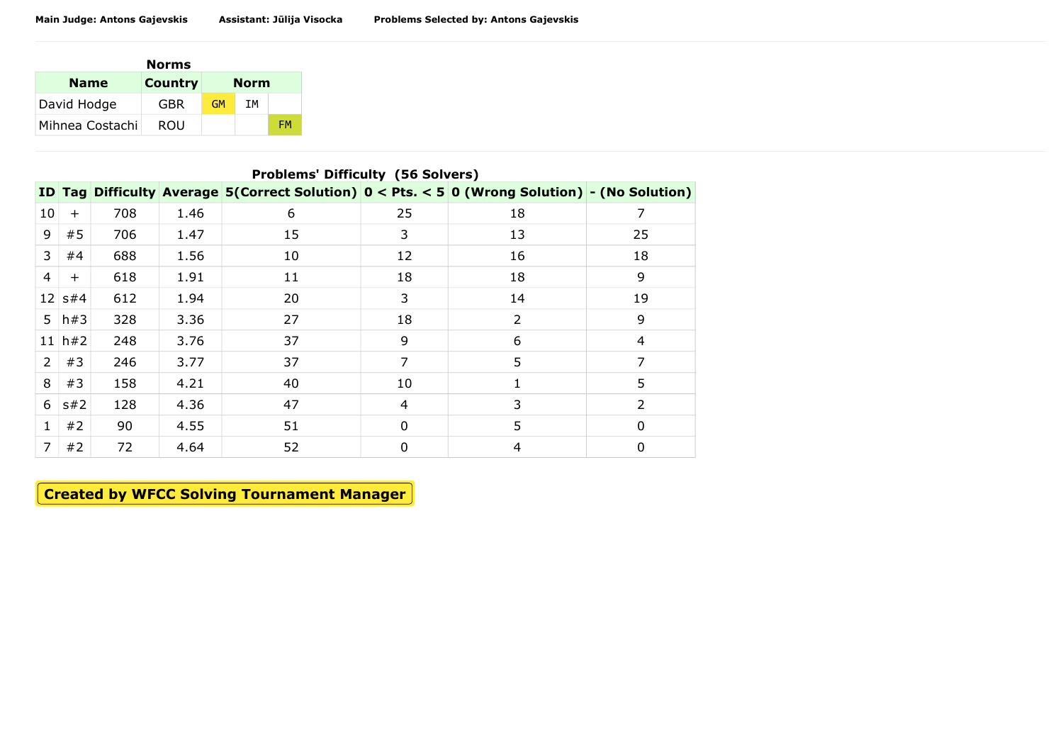**Main Judge: Antons Gajevskis** **Assistant: Jūlija Visocka** **Problems Selected by: Antons Gajevskis**

### Norms

| Name | Country | Norm | | |
|---|---|---|---|---|
| David Hodge | GBR | GM | IM | |
| Mihnea Costachi | ROU | | | FM |

### Problems' Difficulty (56 Solvers)

| ID | Tag | Difficulty | Average | 5(Correct Solution) | 0 < Pts. < 5 | 0 (Wrong Solution) | - (No Solution) |
|---|---|---|---|---|---|---|---|
| 10 | + | 708 | 1.46 | 6 | 25 | 18 | 7 |
| 9 | #5 | 706 | 1.47 | 15 | 3 | 13 | 25 |
| 3 | #4 | 688 | 1.56 | 10 | 12 | 16 | 18 |
| 4 | + | 618 | 1.91 | 11 | 18 | 18 | 9 |
| 12 | s#4 | 612 | 1.94 | 20 | 3 | 14 | 19 |
| 5 | h#3 | 328 | 3.36 | 27 | 18 | 2 | 9 |
| 11 | h#2 | 248 | 3.76 | 37 | 9 | 6 | 4 |
| 2 | #3 | 246 | 3.77 | 37 | 7 | 5 | 7 |
| 8 | #3 | 158 | 4.21 | 40 | 10 | 1 | 5 |
| 6 | s#2 | 128 | 4.36 | 47 | 4 | 3 | 2 |
| 1 | #2 | 90 | 4.55 | 51 | 0 | 5 | 0 |
| 7 | #2 | 72 | 4.64 | 52 | 0 | 4 | 0 |

**Created by WFCC Solving Tournament Manager**